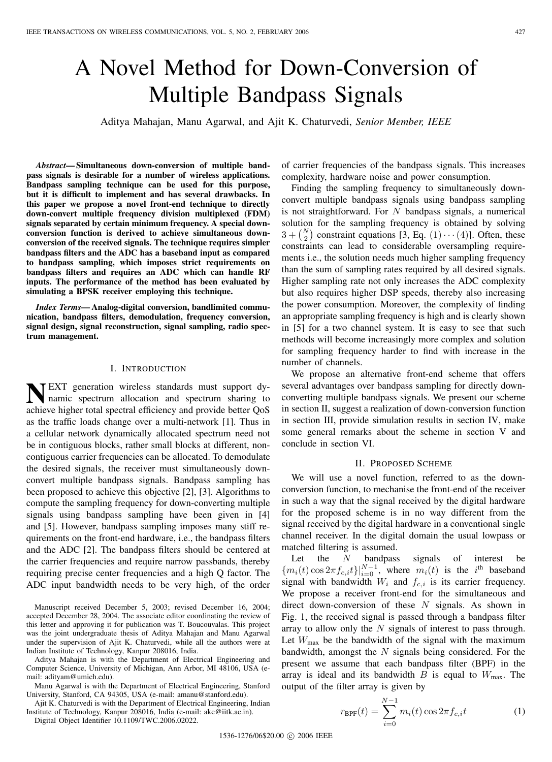# A Novel Method for Down-Conversion of Multiple Bandpass Signals

Aditya Mahajan, Manu Agarwal, and Ajit K. Chaturvedi, *Senior Member, IEEE*

***Abstract*— Simultaneous down-conversion of multiple bandpass signals is desirable for a number of wireless applications. Bandpass sampling technique can be used for this purpose, but it is difficult to implement and has several drawbacks. In this paper we propose a novel front-end technique to directly down-convert multiple frequency division multiplexed (FDM) signals separated by certain minimum frequency. A special down-conversion function is derived to achieve simultaneous down-conversion of the received signals. The technique requires simpler bandpass filters and the ADC has a baseband input as compared to bandpass sampling, which imposes strict requirements on bandpass filters and requires an ADC which can handle RF inputs. The performance of the method has been evaluated by simulating a BPSK receiver employing this technique.**

***Index Terms*— Analog-digital conversion, bandlimited communication, bandpass filters, demodulation, frequency conversion, signal design, signal reconstruction, signal sampling, radio spectrum management.**

## I. Introduction

NEXT generation wireless standards must support dynamic spectrum allocation and spectrum sharing to achieve higher total spectral efficiency and provide better QoS as the traffic loads change over a multi-network [1]. Thus in a cellular network dynamically allocated spectrum need not be in contiguous blocks, rather small blocks at different, non-contiguous carrier frequencies can be allocated. To demodulate the desired signals, the receiver must simultaneously down-convert multiple bandpass signals. Bandpass sampling has been proposed to achieve this objective [2], [3]. Algorithms to compute the sampling frequency for down-converting multiple signals using bandpass sampling have been given in [4] and [5]. However, bandpass sampling imposes many stiff requirements on the front-end hardware, i.e., the bandpass filters and the ADC [2]. The bandpass filters should be centered at the carrier frequencies and require narrow passbands, thereby requiring precise center frequencies and a high Q factor. The ADC input bandwidth needs to be very high, of the order of carrier frequencies of the bandpass signals. This increases complexity, hardware noise and power consumption.

Finding the sampling frequency to simultaneously down-convert multiple bandpass signals using bandpass sampling is not straightforward. For $N$ bandpass signals, a numerical solution for the sampling frequency is obtained by solving $3 + \binom{N}{2}$ constraint equations [3, Eq. (1) $\cdots$ (4)]. Often, these constraints can lead to considerable oversampling requirements i.e., the solution needs much higher sampling frequency than the sum of sampling rates required by all desired signals. Higher sampling rate not only increases the ADC complexity but also requires higher DSP speeds, thereby also increasing the power consumption. Moreover, the complexity of finding an appropriate sampling frequency is high and is clearly shown in [5] for a two channel system. It is easy to see that such methods will become increasingly more complex and solution for sampling frequency harder to find with increase in the number of channels.

We propose an alternative front-end scheme that offers several advantages over bandpass sampling for directly down-converting multiple bandpass signals. We present our scheme in section II, suggest a realization of down-conversion function in section III, provide simulation results in section IV, make some general remarks about the scheme in section V and conclude in section VI.

## II. Proposed Scheme

We will use a novel function, referred to as the down-conversion function, to mechanise the front-end of the receiver in such a way that the signal received by the digital hardware for the proposed scheme is in no way different from the signal received by the digital hardware in a conventional single channel receiver. In the digital domain the usual lowpass or matched filtering is assumed.

Let the $N$ bandpass signals of interest be $\{m_i(t)\cos 2\pi f_{c,i}t\}|_{i=0}^{N-1}$, where $m_i(t)$ is the $i^{\text{th}}$ baseband signal with bandwidth $W_i$ and $f_{c,i}$ is its carrier frequency. We propose a receiver front-end for the simultaneous and direct down-conversion of these $N$ signals. As shown in Fig. 1, the received signal is passed through a bandpass filter array to allow only the $N$ signals of interest to pass through. Let $W_{\text{max}}$ be the bandwidth of the signal with the maximum bandwidth, amongst the $N$ signals being considered. For the present we assume that each bandpass filter (BPF) in the array is ideal and its bandwidth $B$ is equal to $W_{\text{max}}$. The output of the filter array is given by

$$r_{\text{BPF}}(t) = \sum_{i=0}^{N-1} m_i(t)\cos 2\pi f_{c,i}t \tag{1}$$

Manuscript received December 5, 2003; revised December 16, 2004; accepted December 28, 2004. The associate editor coordinating the review of this letter and approving it for publication was T. Boucouvalas. This project was the joint undergraduate thesis of Aditya Mahajan and Manu Agarwal under the supervision of Ajit K. Chaturvedi, while all the authors were at Indian Institute of Technology, Kanpur 208016, India.

Aditya Mahajan is with the Department of Electrical Engineering and Computer Science, University of Michigan, Ann Arbor, MI 48106, USA (e-mail: adityam@umich.edu).

Manu Agarwal is with the Department of Electrical Engineering, Stanford University, Stanford, CA 94305, USA (e-mail: amanu@stanford.edu).

Ajit K. Chaturvedi is with the Department of Electrical Engineering, Indian Institute of Technology, Kanpur 208016, India (e-mail: akc@iitk.ac.in).

Digital Object Identifier 10.1109/TWC.2006.02022.

1536-1276/06$20.00 © 2006 IEEE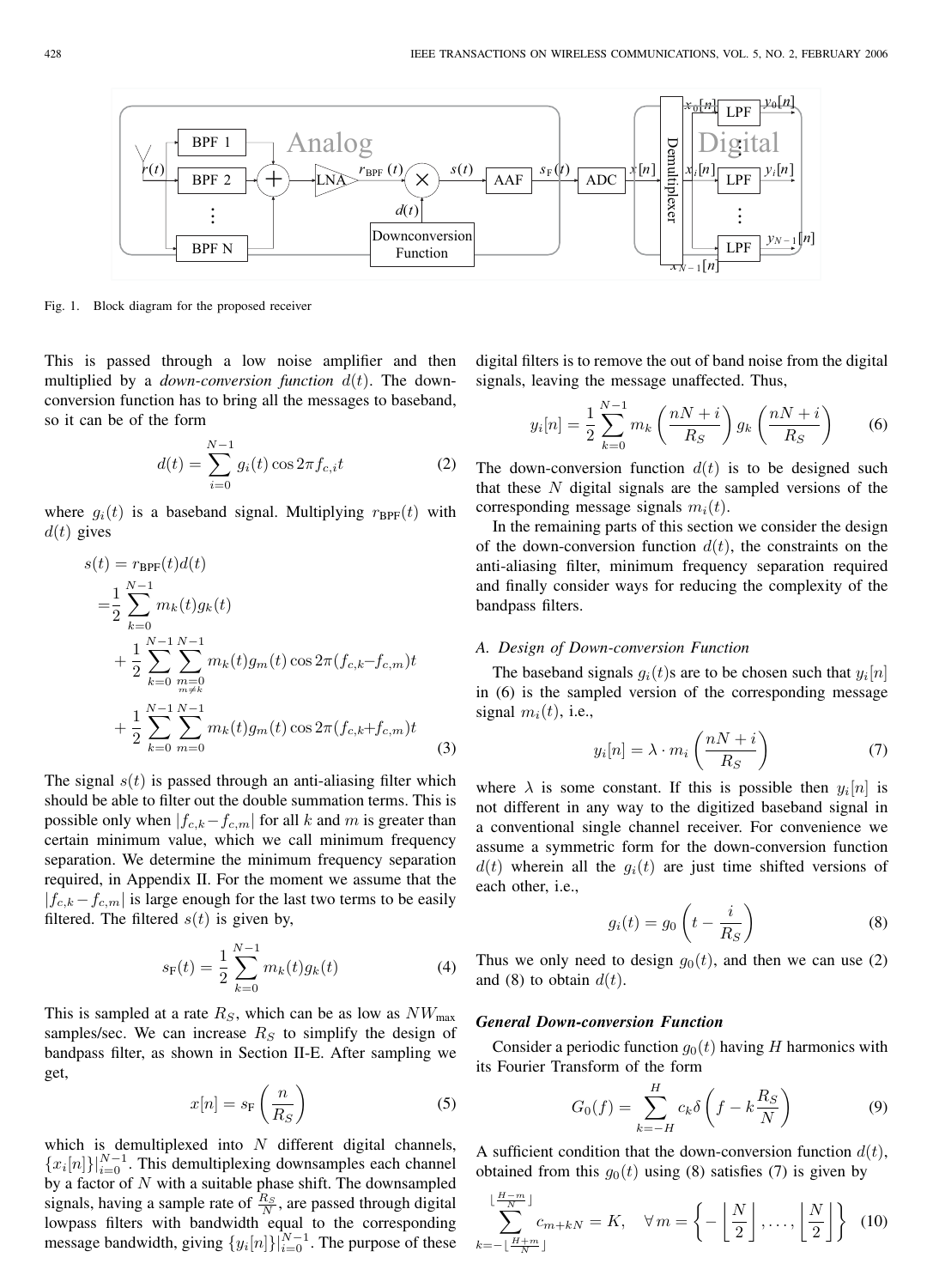Fig. 1. Block diagram for the proposed receiver

This is passed through a low noise amplifier and then multiplied by a *down-conversion function* $d(t)$. The down-conversion function has to bring all the messages to baseband, so it can be of the form

$$d(t) = \sum_{i=0}^{N-1} g_i(t) \cos 2\pi f_{c,i} t \tag{2}$$

where $g_i(t)$ is a baseband signal. Multiplying $r_{\text{BPF}}(t)$ with $d(t)$ gives

$$\begin{aligned} s(t) &= r_{\text{BPF}}(t) d(t) \\ &= \frac{1}{2} \sum_{k=0}^{N-1} m_k(t) g_k(t) \\ &\quad + \frac{1}{2} \sum_{k=0}^{N-1} \sum_{\substack{m=0 \\ m \neq k}}^{N-1} m_k(t) g_m(t) \cos 2\pi (f_{c,k} - f_{c,m}) t \\ &\quad + \frac{1}{2} \sum_{k=0}^{N-1} \sum_{m=0}^{N-1} m_k(t) g_m(t) \cos 2\pi (f_{c,k} + f_{c,m}) t \end{aligned} \tag{3}$$

The signal $s(t)$ is passed through an anti-aliasing filter which should be able to filter out the double summation terms. This is possible only when $|f_{c,k} - f_{c,m}|$ for all $k$ and $m$ is greater than certain minimum value, which we call minimum frequency separation. We determine the minimum frequency separation required, in Appendix II. For the moment we assume that the $|f_{c,k} - f_{c,m}|$ is large enough for the last two terms to be easily filtered. The filtered $s(t)$ is given by,

$$s_{\text{F}}(t) = \frac{1}{2} \sum_{k=0}^{N-1} m_k(t) g_k(t) \tag{4}$$

This is sampled at a rate $R_S$, which can be as low as $NW_{\max}$ samples/sec. We can increase $R_S$ to simplify the design of bandpass filter, as shown in Section II-E. After sampling we get,

$$x[n] = s_{\text{F}}\left(\frac{n}{R_S}\right) \tag{5}$$

which is demultiplexed into $N$ different digital channels, $\{x_i[n]\}|_{i=0}^{N-1}$. This demultiplexing downsamples each channel by a factor of $N$ with a suitable phase shift. The downsampled signals, having a sample rate of $\frac{R_S}{N}$, are passed through digital lowpass filters with bandwidth equal to the corresponding message bandwidth, giving $\{y_i[n]\}|_{i=0}^{N-1}$. The purpose of these digital filters is to remove the out of band noise from the digital signals, leaving the message unaffected. Thus,

$$y_i[n] = \frac{1}{2} \sum_{k=0}^{N-1} m_k\left(\frac{nN+i}{R_S}\right) g_k\left(\frac{nN+i}{R_S}\right) \tag{6}$$

The down-conversion function $d(t)$ is to be designed such that these $N$ digital signals are the sampled versions of the corresponding message signals $m_i(t)$.

In the remaining parts of this section we consider the design of the down-conversion function $d(t)$, the constraints on the anti-aliasing filter, minimum frequency separation required and finally consider ways for reducing the complexity of the bandpass filters.

### *A. Design of Down-conversion Function*

The baseband signals $g_i(t)$s are to be chosen such that $y_i[n]$ in (6) is the sampled version of the corresponding message signal $m_i(t)$, i.e.,

$$y_i[n] = \lambda \cdot m_i\left(\frac{nN+i}{R_S}\right) \tag{7}$$

where $\lambda$ is some constant. If this is possible then $y_i[n]$ is not different in any way to the digitized baseband signal in a conventional single channel receiver. For convenience we assume a symmetric form for the down-conversion function $d(t)$ wherein all the $g_i(t)$ are just time shifted versions of each other, i.e.,

$$g_i(t) = g_0\left(t - \frac{i}{R_S}\right) \tag{8}$$

Thus we only need to design $g_0(t)$, and then we can use (2) and (8) to obtain $d(t)$.

***General Down-conversion Function***

Consider a periodic function $g_0(t)$ having $H$ harmonics with its Fourier Transform of the form

$$G_0(f) = \sum_{k=-H}^{H} c_k \delta\left(f - k\frac{R_S}{N}\right) \tag{9}$$

A sufficient condition that the down-conversion function $d(t)$, obtained from this $g_0(t)$ using (8) satisfies (7) is given by

$$\sum_{k=-\lfloor \frac{H+m}{N} \rfloor}^{\lfloor \frac{H-m}{N} \rfloor} c_{m+kN} = K, \quad \forall\, m = \left\{-\left\lfloor \frac{N}{2} \right\rfloor, \ldots, \left\lfloor \frac{N}{2} \right\rfloor\right\} \tag{10}$$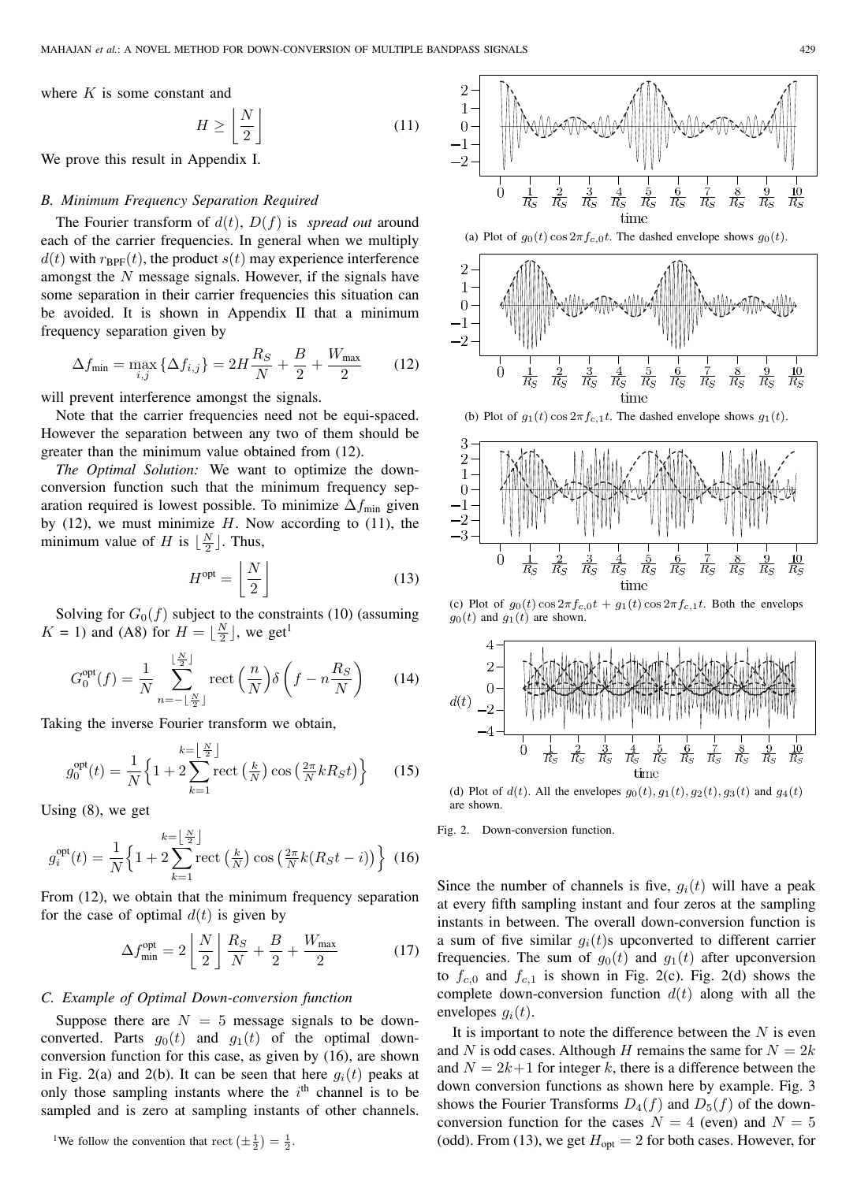where $K$ is some constant and

$$H \geq \left\lfloor \frac{N}{2} \right\rfloor \tag{11}$$

We prove this result in Appendix I.

### B. Minimum Frequency Separation Required

The Fourier transform of $d(t)$, $D(f)$ is *spread out* around each of the carrier frequencies. In general when we multiply $d(t)$ with $r_{\text{BPF}}(t)$, the product $s(t)$ may experience interference amongst the $N$ message signals. However, if the signals have some separation in their carrier frequencies this situation can be avoided. It is shown in Appendix II that a minimum frequency separation given by

$$\Delta f_{\min} = \max_{i,j} \{\Delta f_{i,j}\} = 2H\frac{R_S}{N} + \frac{B}{2} + \frac{W_{\max}}{2} \tag{12}$$

will prevent interference amongst the signals.

Note that the carrier frequencies need not be equi-spaced. However the separation between any two of them should be greater than the minimum value obtained from (12).

*The Optimal Solution:* We want to optimize the down-conversion function such that the minimum frequency separation required is lowest possible. To minimize $\Delta f_{\min}$ given by (12), we must minimize $H$. Now according to (11), the minimum value of $H$ is $\lfloor \frac{N}{2} \rfloor$. Thus,

$$H^{\text{opt}} = \left\lfloor \frac{N}{2} \right\rfloor \tag{13}$$

Solving for $G_0(f)$ subject to the constraints (10) (assuming $K = 1$) and (A8) for $H = \lfloor \frac{N}{2} \rfloor$, we get[1]

$$G_0^{\text{opt}}(f) = \frac{1}{N} \sum_{n=-\lfloor \frac{N}{2} \rfloor}^{\lfloor \frac{N}{2} \rfloor} \text{rect}\left(\frac{n}{N}\right) \delta\left(f - n\frac{R_S}{N}\right) \tag{14}$$

Taking the inverse Fourier transform we obtain,

$$g_0^{\text{opt}}(t) = \frac{1}{N}\Big\{1 + 2\sum_{k=1}^{k=\lfloor \frac{N}{2} \rfloor} \text{rect}\left(\tfrac{k}{N}\right) \cos\left(\tfrac{2\pi}{N} k R_S t\right)\Big\} \tag{15}$$

Using (8), we get

$$g_i^{\text{opt}}(t) = \frac{1}{N}\Big\{1 + 2\sum_{k=1}^{k=\lfloor \frac{N}{2} \rfloor} \text{rect}\left(\tfrac{k}{N}\right) \cos\left(\tfrac{2\pi}{N} k (R_S t - i)\right)\Big\} \tag{16}$$

From (12), we obtain that the minimum frequency separation for the case of optimal $d(t)$ is given by

$$\Delta f_{\min}^{\text{opt}} = 2\left\lfloor \frac{N}{2} \right\rfloor \frac{R_S}{N} + \frac{B}{2} + \frac{W_{\max}}{2} \tag{17}$$

### C. Example of Optimal Down-conversion function

Suppose there are $N = 5$ message signals to be down-converted. Parts $g_0(t)$ and $g_1(t)$ of the optimal down-conversion function for this case, as given by (16), are shown in Fig. 2(a) and 2(b). It can be seen that here $g_i(t)$ peaks at only those sampling instants where the $i^{\text{th}}$ channel is to be sampled and is zero at sampling instants of other channels.

[1] We follow the convention that $\text{rect}\left(\pm\frac{1}{2}\right) = \frac{1}{2}$.

(a) Plot of $g_0(t)\cos 2\pi f_{c,0}t$. The dashed envelope shows $g_0(t)$.

(b) Plot of $g_1(t)\cos 2\pi f_{c,1}t$. The dashed envelope shows $g_1(t)$.

(c) Plot of $g_0(t)\cos 2\pi f_{c,0}t + g_1(t)\cos 2\pi f_{c,1}t$. Both the envelops $g_0(t)$ and $g_1(t)$ are shown.

(d) Plot of $d(t)$. All the envelopes $g_0(t), g_1(t), g_2(t), g_3(t)$ and $g_4(t)$ are shown.

Fig. 2. Down-conversion function.

Since the number of channels is five, $g_i(t)$ will have a peak at every fifth sampling instant and four zeros at the sampling instants in between. The overall down-conversion function is a sum of five similar $g_i(t)$s upconverted to different carrier frequencies. The sum of $g_0(t)$ and $g_1(t)$ after upconversion to $f_{c,0}$ and $f_{c,1}$ is shown in Fig. 2(c). Fig. 2(d) shows the complete down-conversion function $d(t)$ along with all the envelopes $g_i(t)$.

It is important to note the difference between the $N$ is even and $N$ is odd cases. Although $H$ remains the same for $N = 2k$ and $N = 2k+1$ for integer $k$, there is a difference between the down conversion functions as shown here by example. Fig. 3 shows the Fourier Transforms $D_4(f)$ and $D_5(f)$ of the down-conversion function for the cases $N = 4$ (even) and $N = 5$ (odd). From (13), we get $H_{\text{opt}} = 2$ for both cases. However, for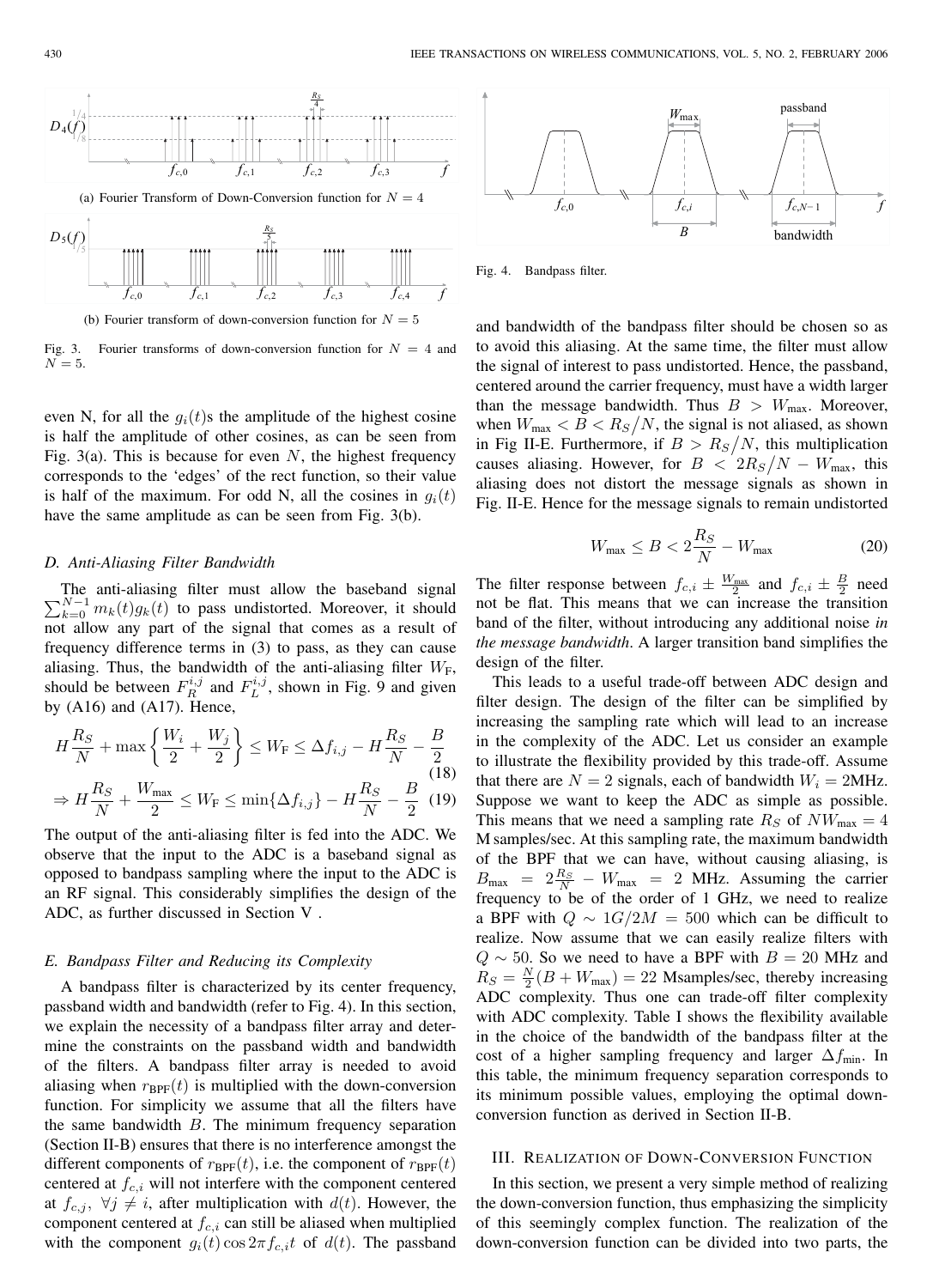(a) Fourier Transform of Down-Conversion function for $N = 4$

(b) Fourier transform of down-conversion function for $N = 5$

Fig. 3. Fourier transforms of down-conversion function for $N = 4$ and $N = 5$.

even N, for all the $g_i(t)$s the amplitude of the highest cosine is half the amplitude of other cosines, as can be seen from Fig. 3(a). This is because for even $N$, the highest frequency corresponds to the 'edges' of the rect function, so their value is half of the maximum. For odd N, all the cosines in $g_i(t)$ have the same amplitude as can be seen from Fig. 3(b).

### D. Anti-Aliasing Filter Bandwidth

The anti-aliasing filter must allow the baseband signal $\sum_{k=0}^{N-1} m_k(t)g_k(t)$ to pass undistorted. Moreover, it should not allow any part of the signal that comes as a result of frequency difference terms in (3) to pass, as they can cause aliasing. Thus, the bandwidth of the anti-aliasing filter $W_{\text{F}}$, should be between $F_R^{i,j}$ and $F_L^{i,j}$, shown in Fig. 9 and given by (A16) and (A17). Hence,

$$H\frac{R_S}{N} + \max\left\{\frac{W_i}{2} + \frac{W_j}{2}\right\} \leq W_{\text{F}} \leq \Delta f_{i,j} - H\frac{R_S}{N} - \frac{B}{2} \tag{18}$$

$$\Rightarrow H\frac{R_S}{N} + \frac{W_{\max}}{2} \leq W_{\text{F}} \leq \min\{\Delta f_{i,j}\} - H\frac{R_S}{N} - \frac{B}{2} \tag{19}$$

The output of the anti-aliasing filter is fed into the ADC. We observe that the input to the ADC is a baseband signal as opposed to bandpass sampling where the input to the ADC is an RF signal. This considerably simplifies the design of the ADC, as further discussed in Section V .

### E. Bandpass Filter and Reducing its Complexity

A bandpass filter is characterized by its center frequency, passband width and bandwidth (refer to Fig. 4). In this section, we explain the necessity of a bandpass filter array and determine the constraints on the passband width and bandwidth of the filters. A bandpass filter array is needed to avoid aliasing when $r_{\text{BPF}}(t)$ is multiplied with the down-conversion function. For simplicity we assume that all the filters have the same bandwidth $B$. The minimum frequency separation (Section II-B) ensures that there is no interference amongst the different components of $r_{\text{BPF}}(t)$, i.e. the component of $r_{\text{BPF}}(t)$ centered at $f_{c,i}$ will not interfere with the component centered at $f_{c,j}$, $\forall j \neq i$, after multiplication with $d(t)$. However, the component centered at $f_{c,i}$ can still be aliased when multiplied with the component $g_i(t)\cos 2\pi f_{c,i}t$ of $d(t)$. The passband

Fig. 4. Bandpass filter.

and bandwidth of the bandpass filter should be chosen so as to avoid this aliasing. At the same time, the filter must allow the signal of interest to pass undistorted. Hence, the passband, centered around the carrier frequency, must have a width larger than the message bandwidth. Thus $B > W_{\max}$. Moreover, when $W_{\max} < B < R_S/N$, the signal is not aliased, as shown in Fig II-E. Furthermore, if $B > R_S/N$, this multiplication causes aliasing. However, for $B < 2R_S/N - W_{\max}$, this aliasing does not distort the message signals as shown in Fig. II-E. Hence for the message signals to remain undistorted

$$W_{\max} \leq B < 2\frac{R_S}{N} - W_{\max} \tag{20}$$

The filter response between $f_{c,i} \pm \frac{W_{\max}}{2}$ and $f_{c,i} \pm \frac{B}{2}$ need not be flat. This means that we can increase the transition band of the filter, without introducing any additional noise *in the message bandwidth*. A larger transition band simplifies the design of the filter.

This leads to a useful trade-off between ADC design and filter design. The design of the filter can be simplified by increasing the sampling rate which will lead to an increase in the complexity of the ADC. Let us consider an example to illustrate the flexibility provided by this trade-off. Assume that there are $N = 2$ signals, each of bandwidth $W_i = 2$MHz. Suppose we want to keep the ADC as simple as possible. This means that we need a sampling rate $R_S$ of $NW_{\max} = 4$ M samples/sec. At this sampling rate, the maximum bandwidth of the BPF that we can have, without causing aliasing, is $B_{\max} = 2\frac{R_S}{N} - W_{\max} = 2$ MHz. Assuming the carrier frequency to be of the order of 1 GHz, we need to realize a BPF with $Q \sim 1G/2M = 500$ which can be difficult to realize. Now assume that we can easily realize filters with $Q \sim 50$. So we need to have a BPF with $B = 20$ MHz and $R_S = \frac{N}{2}(B + W_{\max}) = 22$ Msamples/sec, thereby increasing ADC complexity. Thus one can trade-off filter complexity with ADC complexity. Table I shows the flexibility available in the choice of the bandwidth of the bandpass filter at the cost of a higher sampling frequency and larger $\Delta f_{\min}$. In this table, the minimum frequency separation corresponds to its minimum possible values, employing the optimal down-conversion function as derived in Section II-B.

## III. Realization of Down-Conversion Function

In this section, we present a very simple method of realizing the down-conversion function, thus emphasizing the simplicity of this seemingly complex function. The realization of the down-conversion function can be divided into two parts, the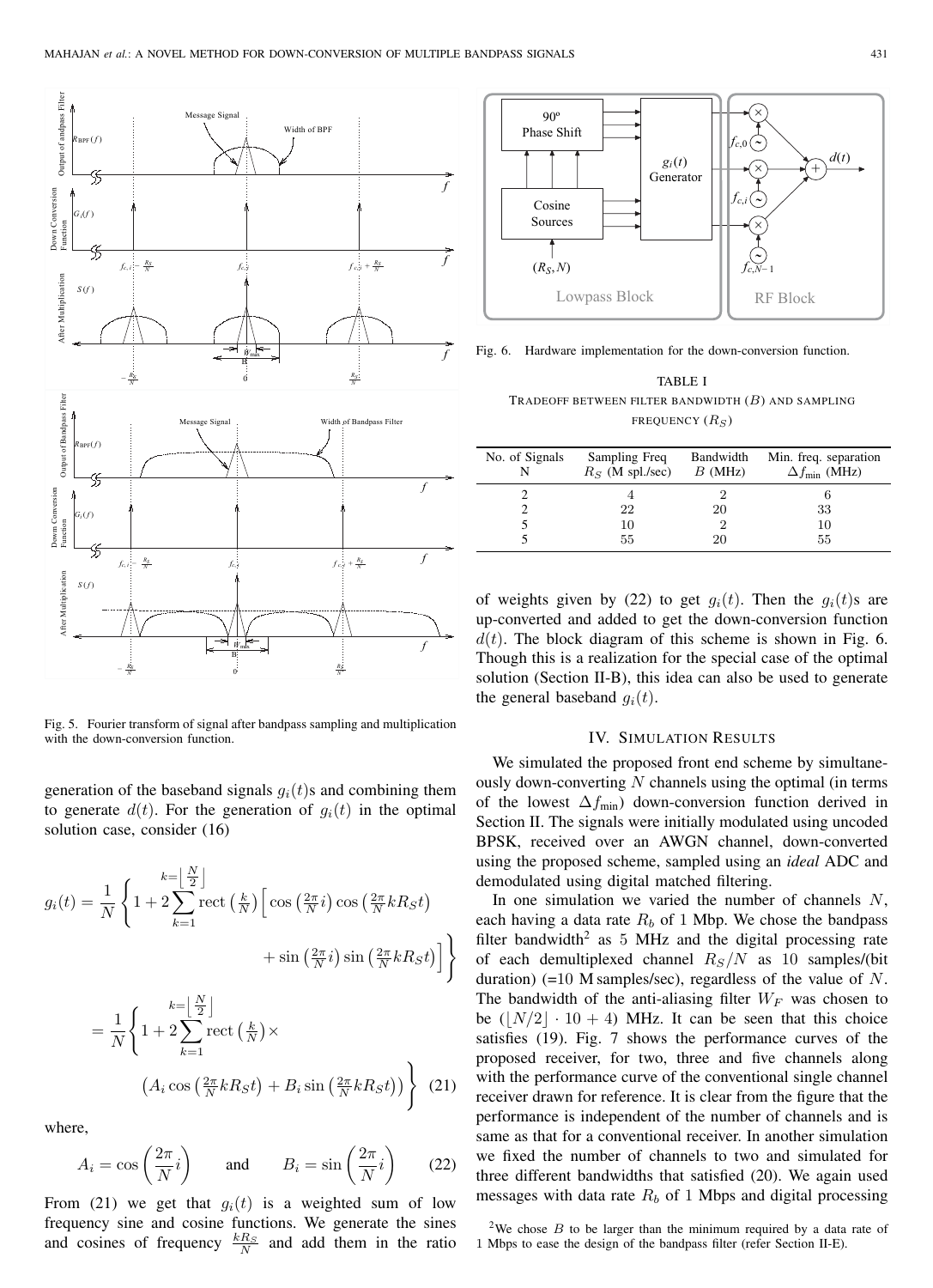Fig. 5. Fourier transform of signal after bandpass sampling and multiplication with the down-conversion function.

generation of the baseband signals $g_i(t)$s and combining them to generate $d(t)$. For the generation of $g_i(t)$ in the optimal solution case, consider (16)

$$g_i(t) = \frac{1}{N}\left\{1 + 2\sum_{k=1}^{k=\lfloor \frac{N}{2} \rfloor} \text{rect}\left(\tfrac{k}{N}\right)\Big[\cos\left(\tfrac{2\pi}{N}i\right)\cos\left(\tfrac{2\pi}{N}kR_S t\right) + \sin\left(\tfrac{2\pi}{N}i\right)\sin\left(\tfrac{2\pi}{N}kR_S t\right)\Big]\right\}$$

$$= \frac{1}{N}\left\{1 + 2\sum_{k=1}^{k=\lfloor \frac{N}{2} \rfloor} \text{rect}\left(\tfrac{k}{N}\right)\times \left(A_i\cos\left(\tfrac{2\pi}{N}kR_S t\right) + B_i\sin\left(\tfrac{2\pi}{N}kR_S t\right)\right)\right\} \quad (21)$$

where,

$$A_i = \cos\left(\frac{2\pi}{N}i\right) \qquad \text{and} \qquad B_i = \sin\left(\frac{2\pi}{N}i\right) \quad (22)$$

From (21) we get that $g_i(t)$ is a weighted sum of low frequency sine and cosine functions. We generate the sines and cosines of frequency $\frac{kR_S}{N}$ and add them in the ratio of weights given by (22) to get $g_i(t)$. Then the $g_i(t)$s are up-converted and added to get the down-conversion function $d(t)$. The block diagram of this scheme is shown in Fig. 6. Though this is a realization for the special case of the optimal solution (Section II-B), this idea can also be used to generate the general baseband $g_i(t)$.

Fig. 6. Hardware implementation for the down-conversion function.

TABLE I
TRADEOFF BETWEEN FILTER BANDWIDTH ($B$) AND SAMPLING FREQUENCY ($R_S$)

| No. of Signals $N$ | Sampling Freq $R_S$ (M spl./sec) | Bandwidth $B$ (MHz) | Min. freq. separation $\Delta f_{\min}$ (MHz) |
|---|---|---|---|
| 2 | 4 | 2 | 6 |
| 2 | 22 | 20 | 33 |
| 5 | 10 | 2 | 10 |
| 5 | 55 | 20 | 55 |

## IV. SIMULATION RESULTS

We simulated the proposed front end scheme by simultaneously down-converting $N$ channels using the optimal (in terms of the lowest $\Delta f_{\min}$) down-conversion function derived in Section II. The signals were initially modulated using uncoded BPSK, received over an AWGN channel, down-converted using the proposed scheme, sampled using an *ideal* ADC and demodulated using digital matched filtering.

In one simulation we varied the number of channels $N$, each having a data rate $R_b$ of 1 Mbp. We chose the bandpass filter bandwidth[2] as 5 MHz and the digital processing rate of each demultiplexed channel $R_S/N$ as 10 samples/(bit duration) (=10 M samples/sec), regardless of the value of $N$. The bandwidth of the anti-aliasing filter $W_F$ was chosen to be $(\lfloor N/2 \rfloor \cdot 10 + 4)$ MHz. It can be seen that this choice satisfies (19). Fig. 7 shows the performance curves of the proposed receiver, for two, three and five channels along with the performance curve of the conventional single channel receiver drawn for reference. It is clear from the figure that the performance is independent of the number of channels and is same as that for a conventional receiver. In another simulation we fixed the number of channels to two and simulated for three different bandwidths that satisfied (20). We again used messages with data rate $R_b$ of 1 Mbps and digital processing

[2]We chose $B$ to be larger than the minimum required by a data rate of 1 Mbps to ease the design of the bandpass filter (refer Section II-E).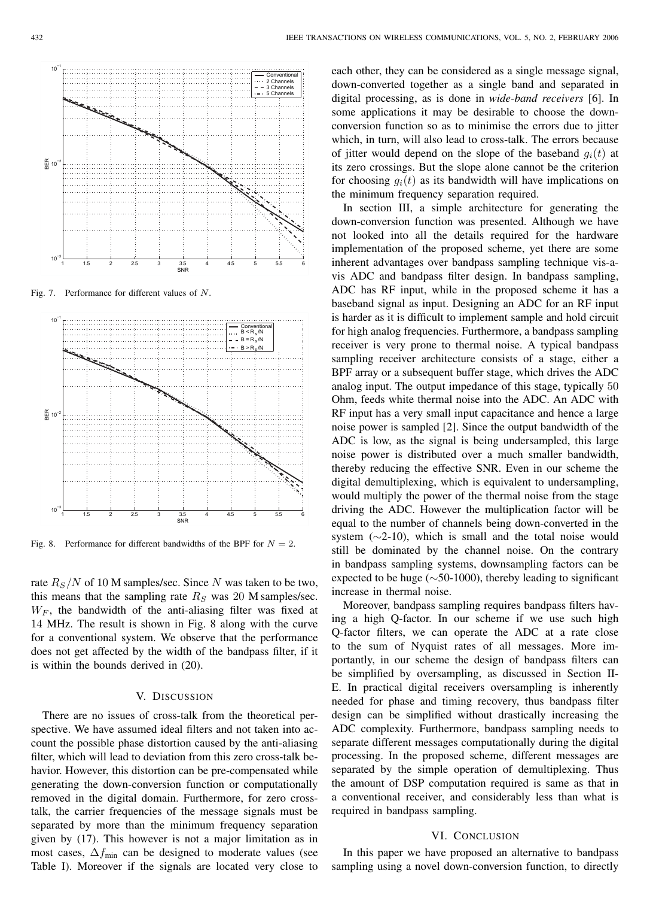Fig. 7. Performance for different values of $N$.

Fig. 8. Performance for different bandwidths of the BPF for $N = 2$.

rate $R_S/N$ of 10 M samples/sec. Since $N$ was taken to be two, this means that the sampling rate $R_S$ was 20 M samples/sec. $W_F$, the bandwidth of the anti-aliasing filter was fixed at 14 MHz. The result is shown in Fig. 8 along with the curve for a conventional system. We observe that the performance does not get affected by the width of the bandpass filter, if it is within the bounds derived in (20).

## V. Discussion

There are no issues of cross-talk from the theoretical perspective. We have assumed ideal filters and not taken into account the possible phase distortion caused by the anti-aliasing filter, which will lead to deviation from this zero cross-talk behavior. However, this distortion can be pre-compensated while generating the down-conversion function or computationally removed in the digital domain. Furthermore, for zero cross-talk, the carrier frequencies of the message signals must be separated by more than the minimum frequency separation given by (17). This however is not a major limitation as in most cases, $\Delta f_{\min}$ can be designed to moderate values (see Table I). Moreover if the signals are located very close to each other, they can be considered as a single message signal, down-converted together as a single band and separated in digital processing, as is done in *wide-band receivers* [6]. In some applications it may be desirable to choose the down-conversion function so as to minimise the errors due to jitter which, in turn, will also lead to cross-talk. The errors because of jitter would depend on the slope of the baseband $g_i(t)$ at its zero crossings. But the slope alone cannot be the criterion for choosing $g_i(t)$ as its bandwidth will have implications on the minimum frequency separation required.

In section III, a simple architecture for generating the down-conversion function was presented. Although we have not looked into all the details required for the hardware implementation of the proposed scheme, yet there are some inherent advantages over bandpass sampling technique vis-a-vis ADC and bandpass filter design. In bandpass sampling, ADC has RF input, while in the proposed scheme it has a baseband signal as input. Designing an ADC for an RF input is harder as it is difficult to implement sample and hold circuit for high analog frequencies. Furthermore, a bandpass sampling receiver is very prone to thermal noise. A typical bandpass sampling receiver architecture consists of a stage, either a BPF array or a subsequent buffer stage, which drives the ADC analog input. The output impedance of this stage, typically 50 Ohm, feeds white thermal noise into the ADC. An ADC with RF input has a very small input capacitance and hence a large noise power is sampled [2]. Since the output bandwidth of the ADC is low, as the signal is being undersampled, this large noise power is distributed over a much smaller bandwidth, thereby reducing the effective SNR. Even in our scheme the digital demultiplexing, which is equivalent to undersampling, would multiply the power of the thermal noise from the stage driving the ADC. However the multiplication factor will be equal to the number of channels being down-converted in the system ($\sim$2-10), which is small and the total noise would still be dominated by the channel noise. On the contrary in bandpass sampling systems, downsampling factors can be expected to be huge ($\sim$50-1000), thereby leading to significant increase in thermal noise.

Moreover, bandpass sampling requires bandpass filters having a high Q-factor. In our scheme if we use such high Q-factor filters, we can operate the ADC at a rate close to the sum of Nyquist rates of all messages. More importantly, in our scheme the design of bandpass filters can be simplified by oversampling, as discussed in Section II-E. In practical digital receivers oversampling is inherently needed for phase and timing recovery, thus bandpass filter design can be simplified without drastically increasing the ADC complexity. Furthermore, bandpass sampling needs to separate different messages computationally during the digital processing. In the proposed scheme, different messages are separated by the simple operation of demultiplexing. Thus the amount of DSP computation required is same as that in a conventional receiver, and considerably less than what is required in bandpass sampling.

## VI. Conclusion

In this paper we have proposed an alternative to bandpass sampling using a novel down-conversion function, to directly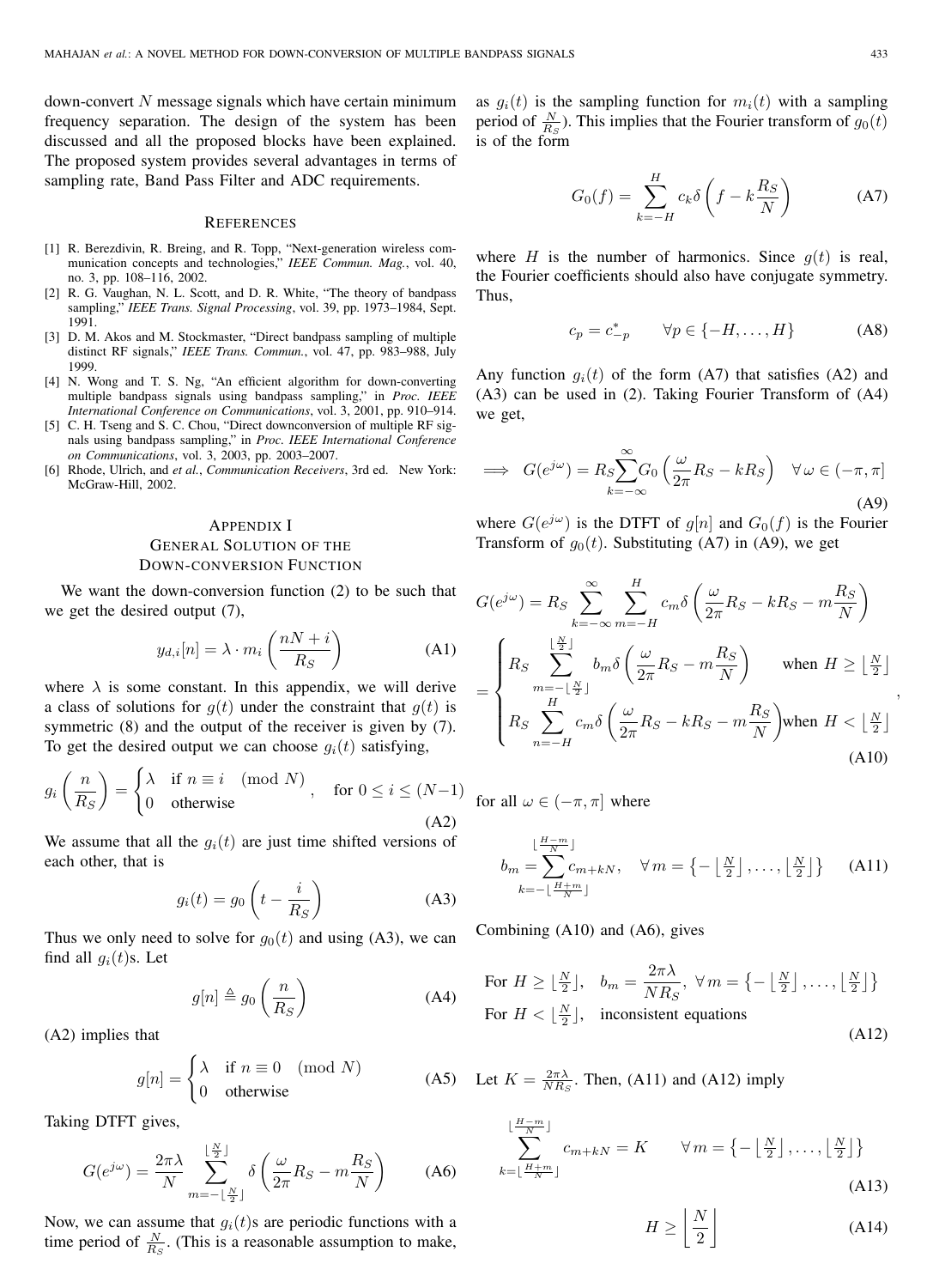down-convert $N$ message signals which have certain minimum frequency separation. The design of the system has been discussed and all the proposed blocks have been explained. The proposed system provides several advantages in terms of sampling rate, Band Pass Filter and ADC requirements.

## References

[1] R. Berezdivin, R. Breing, and R. Topp, "Next-generation wireless communication concepts and technologies," *IEEE Commun. Mag.*, vol. 40, no. 3, pp. 108–116, 2002.

[2] R. G. Vaughan, N. L. Scott, and D. R. White, "The theory of bandpass sampling," *IEEE Trans. Signal Processing*, vol. 39, pp. 1973–1984, Sept. 1991.

[3] D. M. Akos and M. Stockmaster, "Direct bandpass sampling of multiple distinct RF signals," *IEEE Trans. Commun.*, vol. 47, pp. 983–988, July 1999.

[4] N. Wong and T. S. Ng, "An efficient algorithm for down-converting multiple bandpass signals using bandpass sampling," in *Proc. IEEE International Conference on Communications*, vol. 3, 2001, pp. 910–914.

[5] C. H. Tseng and S. C. Chou, "Direct downconversion of multiple RF signals using bandpass sampling," in *Proc. IEEE International Conference on Communications*, vol. 3, 2003, pp. 2003–2007.

[6] Rhode, Ulrich, and *et al.*, *Communication Receivers*, 3rd ed. New York: McGraw-Hill, 2002.

## Appendix I
## General Solution of the Down-conversion Function

We want the down-conversion function (2) to be such that we get the desired output (7),

$$y_{d,i}[n] = \lambda \cdot m_i\left(\frac{nN+i}{R_S}\right) \tag{A1}$$

where $\lambda$ is some constant. In this appendix, we will derive a class of solutions for $g(t)$ under the constraint that $g(t)$ is symmetric (8) and the output of the receiver is given by (7). To get the desired output we can choose $g_i(t)$ satisfying,

$$g_i\left(\frac{n}{R_S}\right) = \begin{cases} \lambda & \text{if } n \equiv i \pmod N \\ 0 & \text{otherwise} \end{cases}, \quad \text{for } 0 \le i \le (N-1) \tag{A2}$$

We assume that all the $g_i(t)$ are just time shifted versions of each other, that is

$$g_i(t) = g_0\left(t - \frac{i}{R_S}\right) \tag{A3}$$

Thus we only need to solve for $g_0(t)$ and using (A3), we can find all $g_i(t)$s. Let

$$g[n] \triangleq g_0\left(\frac{n}{R_S}\right) \tag{A4}$$

(A2) implies that

$$g[n] = \begin{cases} \lambda & \text{if } n \equiv 0 \pmod N \\ 0 & \text{otherwise} \end{cases} \tag{A5}$$

Taking DTFT gives,

$$G(e^{j\omega}) = \frac{2\pi\lambda}{N} \sum_{m=-\lfloor \frac{N}{2} \rfloor}^{\lfloor \frac{N}{2} \rfloor} \delta\left(\frac{\omega}{2\pi}R_S - m\frac{R_S}{N}\right) \tag{A6}$$

Now, we can assume that $g_i(t)$s are periodic functions with a time period of $\frac{N}{R_S}$. (This is a reasonable assumption to make, as $g_i(t)$ is the sampling function for $m_i(t)$ with a sampling period of $\frac{N}{R_S}$). This implies that the Fourier transform of $g_0(t)$ is of the form

$$G_0(f) = \sum_{k=-H}^{H} c_k \delta\left(f - k\frac{R_S}{N}\right) \tag{A7}$$

where $H$ is the number of harmonics. Since $g(t)$ is real, the Fourier coefficients should also have conjugate symmetry. Thus,

$$c_p = c_{-p}^* \qquad \forall p \in \{-H, \ldots, H\} \tag{A8}$$

Any function $g_i(t)$ of the form (A7) that satisfies (A2) and (A3) can be used in (2). Taking Fourier Transform of (A4) we get,

$$\implies G(e^{j\omega}) = R_S \sum_{k=-\infty}^{\infty} G_0\left(\frac{\omega}{2\pi}R_S - kR_S\right) \quad \forall\, \omega \in (-\pi, \pi] \tag{A9}$$

where $G(e^{j\omega})$ is the DTFT of $g[n]$ and $G_0(f)$ is the Fourier Transform of $g_0(t)$. Substituting (A7) in (A9), we get

$$G(e^{j\omega}) = R_S \sum_{k=-\infty}^{\infty} \sum_{m=-H}^{H} c_m \delta\left(\frac{\omega}{2\pi}R_S - kR_S - m\frac{R_S}{N}\right)$$
$$= \begin{cases} R_S \displaystyle\sum_{m=-\lfloor \frac{N}{2} \rfloor}^{\lfloor \frac{N}{2} \rfloor} b_m \delta\left(\frac{\omega}{2\pi}R_S - m\frac{R_S}{N}\right) & \text{when } H \ge \lfloor \frac{N}{2} \rfloor \\ R_S \displaystyle\sum_{n=-H}^{H} c_m \delta\left(\frac{\omega}{2\pi}R_S - kR_S - m\frac{R_S}{N}\right) & \text{when } H < \lfloor \frac{N}{2} \rfloor \end{cases}, \tag{A10}$$

for all $\omega \in (-\pi, \pi]$ where

$$b_m = \sum_{k=-\lfloor \frac{H+m}{N} \rfloor}^{\lfloor \frac{H-m}{N} \rfloor} c_{m+kN}, \quad \forall m = \left\{-\left\lfloor \tfrac{N}{2} \right\rfloor, \ldots, \left\lfloor \tfrac{N}{2} \right\rfloor\right\} \tag{A11}$$

Combining (A10) and (A6), gives

$$\begin{aligned} &\text{For } H \ge \lfloor \tfrac{N}{2} \rfloor, \quad b_m = \frac{2\pi\lambda}{NR_S}, \ \forall m = \left\{-\left\lfloor \tfrac{N}{2} \right\rfloor, \ldots, \left\lfloor \tfrac{N}{2} \right\rfloor\right\} \\ &\text{For } H < \lfloor \tfrac{N}{2} \rfloor, \quad \text{inconsistent equations} \end{aligned} \tag{A12}$$

Let $K = \frac{2\pi\lambda}{NR_S}$. Then, (A11) and (A12) imply

$$\sum_{k=\lfloor \frac{H+m}{N} \rfloor}^{\lfloor \frac{H-m}{N} \rfloor} c_{m+kN} = K \qquad \forall m = \left\{-\left\lfloor \tfrac{N}{2} \right\rfloor, \ldots, \left\lfloor \tfrac{N}{2} \right\rfloor\right\} \tag{A13}$$

$$H \ge \left\lfloor \frac{N}{2} \right\rfloor \tag{A14}$$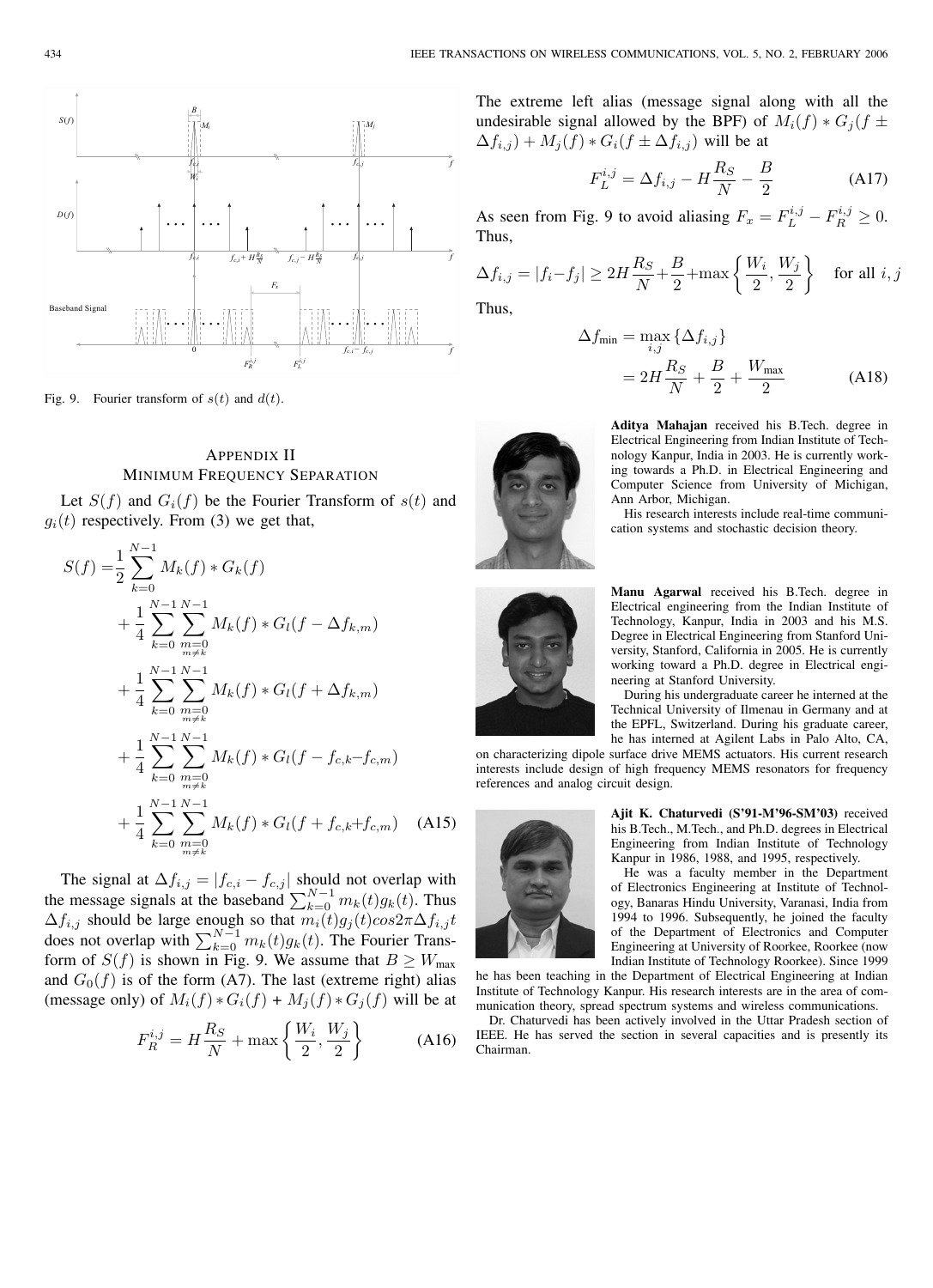Fig. 9. Fourier transform of $s(t)$ and $d(t)$.

## APPENDIX II
## MINIMUM FREQUENCY SEPARATION

Let $S(f)$ and $G_i(f)$ be the Fourier Transform of $s(t)$ and $g_i(t)$ respectively. From (3) we get that,

$$
\begin{aligned}
S(f) =& \frac{1}{2}\sum_{k=0}^{N-1} M_k(f) * G_k(f) \\
&+ \frac{1}{4}\sum_{k=0}^{N-1}\sum_{\substack{m=0\\ m\neq k}}^{N-1} M_k(f) * G_l(f - \Delta f_{k,m}) \\
&+ \frac{1}{4}\sum_{k=0}^{N-1}\sum_{\substack{m=0\\ m\neq k}}^{N-1} M_k(f) * G_l(f + \Delta f_{k,m}) \\
&+ \frac{1}{4}\sum_{k=0}^{N-1}\sum_{\substack{m=0\\ m\neq k}}^{N-1} M_k(f) * G_l(f - f_{c,k} - f_{c,m}) \\
&+ \frac{1}{4}\sum_{k=0}^{N-1}\sum_{\substack{m=0\\ m\neq k}}^{N-1} M_k(f) * G_l(f + f_{c,k} + f_{c,m}) \quad \text{(A15)}
\end{aligned}
$$

The signal at $\Delta f_{i,j} = |f_{c,i} - f_{c,j}|$ should not overlap with the message signals at the baseband $\sum_{k=0}^{N-1} m_k(t)g_k(t)$. Thus $\Delta f_{i,j}$ should be large enough so that $m_i(t)g_j(t)cos 2\pi\Delta f_{i,j}t$ does not overlap with $\sum_{k=0}^{N-1} m_k(t)g_k(t)$. The Fourier Transform of $S(f)$ is shown in Fig. 9. We assume that $B \geq W_{\max}$ and $G_0(f)$ is of the form (A7). The last (extreme right) alias (message only) of $M_i(f) * G_i(f) + M_j(f) * G_j(f)$ will be at

$$
F_R^{i,j} = H\frac{R_S}{N} + \max\left\{\frac{W_i}{2}, \frac{W_j}{2}\right\} \quad \text{(A16)}
$$

The extreme left alias (message signal along with all the undesirable signal allowed by the BPF) of $M_i(f) * G_j(f \pm \Delta f_{i,j}) + M_j(f) * G_i(f \pm \Delta f_{i,j})$ will be at

$$
F_L^{i,j} = \Delta f_{i,j} - H\frac{R_S}{N} - \frac{B}{2} \quad \text{(A17)}
$$

As seen from Fig. 9 to avoid aliasing $F_x = F_L^{i,j} - F_R^{i,j} \geq 0$. Thus,

$$
\Delta f_{i,j} = |f_i - f_j| \geq 2H\frac{R_S}{N} + \frac{B}{2} + \max\left\{\frac{W_i}{2}, \frac{W_j}{2}\right\} \quad \text{for all } i,j
$$

Thus,

$$
\begin{aligned}
\Delta f_{\min} &= \max_{i,j}\{\Delta f_{i,j}\} \\
&= 2H\frac{R_S}{N} + \frac{B}{2} + \frac{W_{\max}}{2} \quad \text{(A18)}
\end{aligned}
$$

**Aditya Mahajan** received his B.Tech. degree in Electrical Engineering from Indian Institute of Technology Kanpur, India in 2003. He is currently working towards a Ph.D. in Electrical Engineering and Computer Science from University of Michigan, Ann Arbor, Michigan.

His research interests include real-time communication systems and stochastic decision theory.

**Manu Agarwal** received his B.Tech. degree in Electrical engineering from the Indian Institute of Technology, Kanpur, India in 2003 and his M.S. Degree in Electrical Engineering from Stanford University, Stanford, California in 2005. He is currently working toward a Ph.D. degree in Electrical engineering at Stanford University.

During his undergraduate career he interned at the Technical University of Ilmenau in Germany and at the EPFL, Switzerland. During his graduate career, he has interned at Agilent Labs in Palo Alto, CA, on characterizing dipole surface drive MEMS actuators. His current research interests include design of high frequency MEMS resonators for frequency references and analog circuit design.

**Ajit K. Chaturvedi (S'91-M'96-SM'03)** received his B.Tech., M.Tech., and Ph.D. degrees in Electrical Engineering from Indian Institute of Technology Kanpur in 1986, 1988, and 1995, respectively.

He was a faculty member in the Department of Electronics Engineering at Institute of Technology, Banaras Hindu University, Varanasi, India from 1994 to 1996. Subsequently, he joined the faculty of the Department of Electronics and Computer Engineering at University of Roorkee, Roorkee (now Indian Institute of Technology Roorkee). Since 1999 he has been teaching in the Department of Electrical Engineering at Indian Institute of Technology Kanpur. His research interests are in the area of communication theory, spread spectrum systems and wireless communications.

Dr. Chaturvedi has been actively involved in the Uttar Pradesh section of IEEE. He has served the section in several capacities and is presently its Chairman.